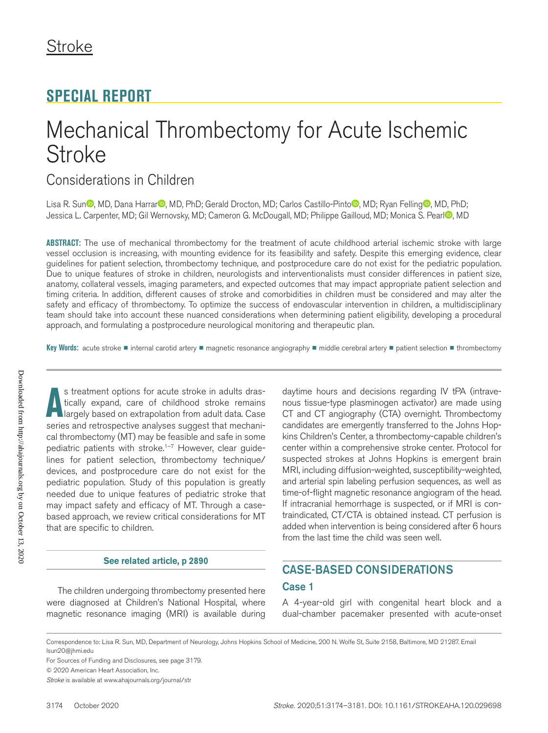Stroke

## SPECIAL REPORT

# Mechanical Thrombectomy for Acute Ischemic Stroke

## Considerations in Children

Lisa R. Sun, MD, Dana Harrar, MD, PhD; Gerald Drocton, MD; Carlos Castillo-Pinto, MD; Ryan Felling, MD, PhD; Jessica L. Carpenter, MD; Gil Wernovsky, MD; Cameron G. McDougall, MD; Philippe Gailloud, MD; Monica S. Pearl, MD

**ABSTRACT:** The use of mechanical thrombectomy for the treatment of acute childhood arterial ischemic stroke with large vessel occlusion is increasing, with mounting evidence for its feasibility and safety. Despite this emerging evidence, clear guidelines for patient selection, thrombectomy technique, and postprocedure care do not exist for the pediatric population. Due to unique features of stroke in children, neurologists and interventionalists must consider differences in patient size, anatomy, collateral vessels, imaging parameters, and expected outcomes that may impact appropriate patient selection and timing criteria. In addition, different causes of stroke and comorbidities in children must be considered and may alter the safety and efficacy of thrombectomy. To optimize the success of endovascular intervention in children, a multidisciplinary team should take into account these nuanced considerations when determining patient eligibility, developing a procedural approach, and formulating a postprocedure neurological monitoring and therapeutic plan.

**Key Words:** acute stroke ■ internal carotid artery ■ magnetic resonance angiography ■ middle cerebral artery ■ patient selection ■ thrombectomy

As treatment options for acute stroke in adults drastically expand, care of childhood stroke remains largely based on extrapolation from adult data. Case series and retrospective analyses suggest that mechanical thrombectomy (MT) may be feasible and safe in some pediatric patients with stroke.[1–7] However, clear guidelines for patient selection, thrombectomy technique/devices, and postprocedure care do not exist for the pediatric population. Study of this population is greatly needed due to unique features of pediatric stroke that may impact safety and efficacy of MT. Through a case-based approach, we review critical considerations for MT that are specific to children.

**See related article, p 2890**

The children undergoing thrombectomy presented here were diagnosed at Children's National Hospital, where magnetic resonance imaging (MRI) is available during daytime hours and decisions regarding IV tPA (intravenous tissue-type plasminogen activator) are made using CT and CT angiography (CTA) overnight. Thrombectomy candidates are emergently transferred to the Johns Hopkins Children's Center, a thrombectomy-capable children's center within a comprehensive stroke center. Protocol for suspected strokes at Johns Hopkins is emergent brain MRI, including diffusion-weighted, susceptibility-weighted, and arterial spin labeling perfusion sequences, as well as time-of-flight magnetic resonance angiogram of the head. If intracranial hemorrhage is suspected, or if MRI is contraindicated, CT/CTA is obtained instead. CT perfusion is added when intervention is being considered after 6 hours from the last time the child was seen well.

## CASE-BASED CONSIDERATIONS

### Case 1

A 4-year-old girl with congenital heart block and a dual-chamber pacemaker presented with acute-onset

Correspondence to: Lisa R. Sun, MD, Department of Neurology, Johns Hopkins School of Medicine, 200 N. Wolfe St, Suite 2158, Baltimore, MD 21287. Email lsun20@jhmi.edu

For Sources of Funding and Disclosures, see page 3179.

© 2020 American Heart Association, Inc.

*Stroke* is available at www.ahajournals.org/journal/str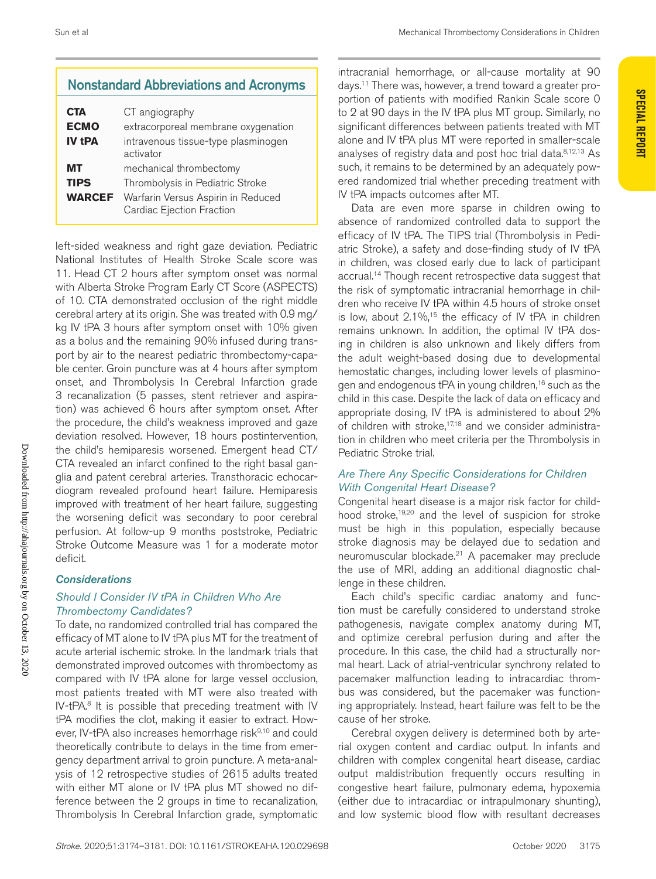## Nonstandard Abbreviations and Acronyms

| | |
|---|---|
| **CTA** | CT angiography |
| **ECMO** | extracorporeal membrane oxygenation |
| **IV tPA** | intravenous tissue-type plasminogen activator |
| **MT** | mechanical thrombectomy |
| **TIPS** | Thrombolysis in Pediatric Stroke |
| **WARCEF** | Warfarin Versus Aspirin in Reduced Cardiac Ejection Fraction |

left-sided weakness and right gaze deviation. Pediatric National Institutes of Health Stroke Scale score was 11. Head CT 2 hours after symptom onset was normal with Alberta Stroke Program Early CT Score (ASPECTS) of 10. CTA demonstrated occlusion of the right middle cerebral artery at its origin. She was treated with 0.9 mg/kg IV tPA 3 hours after symptom onset with 10% given as a bolus and the remaining 90% infused during transport by air to the nearest pediatric thrombectomy-capable center. Groin puncture was at 4 hours after symptom onset, and Thrombolysis In Cerebral Infarction grade 3 recanalization (5 passes, stent retriever and aspiration) was achieved 6 hours after symptom onset. After the procedure, the child's weakness improved and gaze deviation resolved. However, 18 hours postintervention, the child's hemiparesis worsened. Emergent head CT/CTA revealed an infarct confined to the right basal ganglia and patent cerebral arteries. Transthoracic echocardiogram revealed profound heart failure. Hemiparesis improved with treatment of her heart failure, suggesting the worsening deficit was secondary to poor cerebral perfusion. At follow-up 9 months poststroke, Pediatric Stroke Outcome Measure was 1 for a moderate motor deficit.

### Considerations

#### Should I Consider IV tPA in Children Who Are Thrombectomy Candidates?

To date, no randomized controlled trial has compared the efficacy of MT alone to IV tPA plus MT for the treatment of acute arterial ischemic stroke. In the landmark trials that demonstrated improved outcomes with thrombectomy as compared with IV tPA alone for large vessel occlusion, most patients treated with MT were also treated with IV-tPA.[8] It is possible that preceding treatment with IV tPA modifies the clot, making it easier to extract. However, IV-tPA also increases hemorrhage risk[9,10] and could theoretically contribute to delays in the time from emergency department arrival to groin puncture. A meta-analysis of 12 retrospective studies of 2615 adults treated with either MT alone or IV tPA plus MT showed no difference between the 2 groups in time to recanalization, Thrombolysis In Cerebral Infarction grade, symptomatic intracranial hemorrhage, or all-cause mortality at 90 days.[11] There was, however, a trend toward a greater proportion of patients with modified Rankin Scale score 0 to 2 at 90 days in the IV tPA plus MT group. Similarly, no significant differences between patients treated with MT alone and IV tPA plus MT were reported in smaller-scale analyses of registry data and post hoc trial data.[8,12,13] As such, it remains to be determined by an adequately powered randomized trial whether preceding treatment with IV tPA impacts outcomes after MT.

Data are even more sparse in children owing to absence of randomized controlled data to support the efficacy of IV tPA. The TIPS trial (Thrombolysis in Pediatric Stroke), a safety and dose-finding study of IV tPA in children, was closed early due to lack of participant accrual.[14] Though recent retrospective data suggest that the risk of symptomatic intracranial hemorrhage in children who receive IV tPA within 4.5 hours of stroke onset is low, about 2.1%,[15] the efficacy of IV tPA in children remains unknown. In addition, the optimal IV tPA dosing in children is also unknown and likely differs from the adult weight-based dosing due to developmental hemostatic changes, including lower levels of plasminogen and endogenous tPA in young children,[16] such as the child in this case. Despite the lack of data on efficacy and appropriate dosing, IV tPA is administered to about 2% of children with stroke,[17,18] and we consider administration in children who meet criteria per the Thrombolysis in Pediatric Stroke trial.

#### Are There Any Specific Considerations for Children With Congenital Heart Disease?

Congenital heart disease is a major risk factor for childhood stroke,[19,20] and the level of suspicion for stroke must be high in this population, especially because stroke diagnosis may be delayed due to sedation and neuromuscular blockade.[21] A pacemaker may preclude the use of MRI, adding an additional diagnostic challenge in these children.

Each child's specific cardiac anatomy and function must be carefully considered to understand stroke pathogenesis, navigate complex anatomy during MT, and optimize cerebral perfusion during and after the procedure. In this case, the child had a structurally normal heart. Lack of atrial-ventricular synchrony related to pacemaker malfunction leading to intracardiac thrombus was considered, but the pacemaker was functioning appropriately. Instead, heart failure was felt to be the cause of her stroke.

Cerebral oxygen delivery is determined both by arterial oxygen content and cardiac output. In infants and children with complex congenital heart disease, cardiac output maldistribution frequently occurs resulting in congestive heart failure, pulmonary edema, hypoxemia (either due to intracardiac or intrapulmonary shunting), and low systemic blood flow with resultant decreases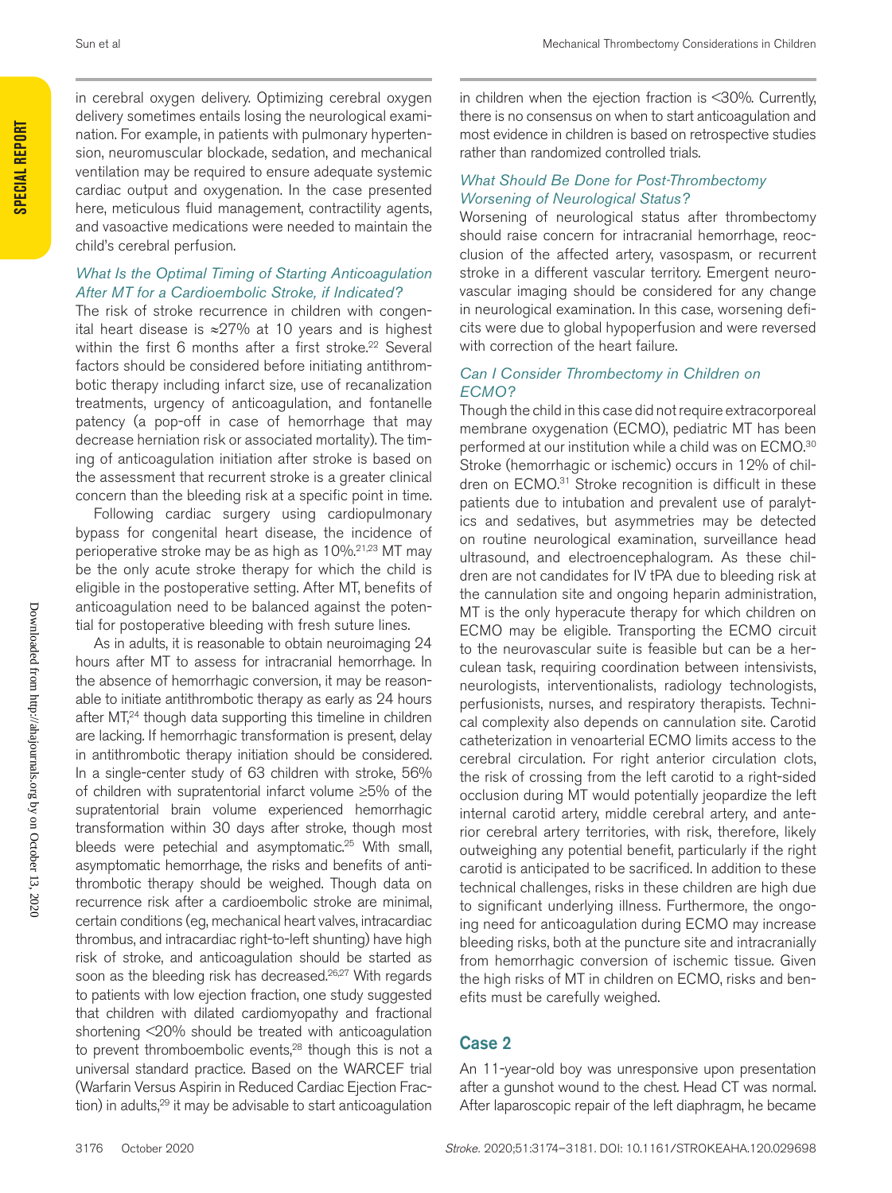in cerebral oxygen delivery. Optimizing cerebral oxygen delivery sometimes entails losing the neurological examination. For example, in patients with pulmonary hypertension, neuromuscular blockade, sedation, and mechanical ventilation may be required to ensure adequate systemic cardiac output and oxygenation. In the case presented here, meticulous fluid management, contractility agents, and vasoactive medications were needed to maintain the child's cerebral perfusion.

### *What Is the Optimal Timing of Starting Anticoagulation After MT for a Cardioembolic Stroke, if Indicated?*

The risk of stroke recurrence in children with congenital heart disease is ≈27% at 10 years and is highest within the first 6 months after a first stroke.[22] Several factors should be considered before initiating antithrombotic therapy including infarct size, use of recanalization treatments, urgency of anticoagulation, and fontanelle patency (a pop-off in case of hemorrhage that may decrease herniation risk or associated mortality). The timing of anticoagulation initiation after stroke is based on the assessment that recurrent stroke is a greater clinical concern than the bleeding risk at a specific point in time.

Following cardiac surgery using cardiopulmonary bypass for congenital heart disease, the incidence of perioperative stroke may be as high as 10%.[21,23] MT may be the only acute stroke therapy for which the child is eligible in the postoperative setting. After MT, benefits of anticoagulation need to be balanced against the potential for postoperative bleeding with fresh suture lines.

As in adults, it is reasonable to obtain neuroimaging 24 hours after MT to assess for intracranial hemorrhage. In the absence of hemorrhagic conversion, it may be reasonable to initiate antithrombotic therapy as early as 24 hours after MT,[24] though data supporting this timeline in children are lacking. If hemorrhagic transformation is present, delay in antithrombotic therapy initiation should be considered. In a single-center study of 63 children with stroke, 56% of children with supratentorial infarct volume ≥5% of the supratentorial brain volume experienced hemorrhagic transformation within 30 days after stroke, though most bleeds were petechial and asymptomatic.[25] With small, asymptomatic hemorrhage, the risks and benefits of antithrombotic therapy should be weighed. Though data on recurrence risk after a cardioembolic stroke are minimal, certain conditions (eg, mechanical heart valves, intracardiac thrombus, and intracardiac right-to-left shunting) have high risk of stroke, and anticoagulation should be started as soon as the bleeding risk has decreased.[26,27] With regards to patients with low ejection fraction, one study suggested that children with dilated cardiomyopathy and fractional shortening <20% should be treated with anticoagulation to prevent thromboembolic events,[28] though this is not a universal standard practice. Based on the WARCEF trial (Warfarin Versus Aspirin in Reduced Cardiac Ejection Fraction) in adults,[29] it may be advisable to start anticoagulation in children when the ejection fraction is <30%. Currently, there is no consensus on when to start anticoagulation and most evidence in children is based on retrospective studies rather than randomized controlled trials.

### *What Should Be Done for Post-Thrombectomy Worsening of Neurological Status?*

Worsening of neurological status after thrombectomy should raise concern for intracranial hemorrhage, reocclusion of the affected artery, vasospasm, or recurrent stroke in a different vascular territory. Emergent neurovascular imaging should be considered for any change in neurological examination. In this case, worsening deficits were due to global hypoperfusion and were reversed with correction of the heart failure.

### *Can I Consider Thrombectomy in Children on ECMO?*

Though the child in this case did not require extracorporeal membrane oxygenation (ECMO), pediatric MT has been performed at our institution while a child was on ECMO.[30] Stroke (hemorrhagic or ischemic) occurs in 12% of children on ECMO.[31] Stroke recognition is difficult in these patients due to intubation and prevalent use of paralytics and sedatives, but asymmetries may be detected on routine neurological examination, surveillance head ultrasound, and electroencephalogram. As these children are not candidates for IV tPA due to bleeding risk at the cannulation site and ongoing heparin administration, MT is the only hyperacute therapy for which children on ECMO may be eligible. Transporting the ECMO circuit to the neurovascular suite is feasible but can be a herculean task, requiring coordination between intensivists, neurologists, interventionalists, radiology technologists, perfusionists, nurses, and respiratory therapists. Technical complexity also depends on cannulation site. Carotid catheterization in venoarterial ECMO limits access to the cerebral circulation. For right anterior circulation clots, the risk of crossing from the left carotid to a right-sided occlusion during MT would potentially jeopardize the left internal carotid artery, middle cerebral artery, and anterior cerebral artery territories, with risk, therefore, likely outweighing any potential benefit, particularly if the right carotid is anticipated to be sacrificed. In addition to these technical challenges, risks in these children are high due to significant underlying illness. Furthermore, the ongoing need for anticoagulation during ECMO may increase bleeding risks, both at the puncture site and intracranially from hemorrhagic conversion of ischemic tissue. Given the high risks of MT in children on ECMO, risks and benefits must be carefully weighed.

## Case 2

An 11-year-old boy was unresponsive upon presentation after a gunshot wound to the chest. Head CT was normal. After laparoscopic repair of the left diaphragm, he became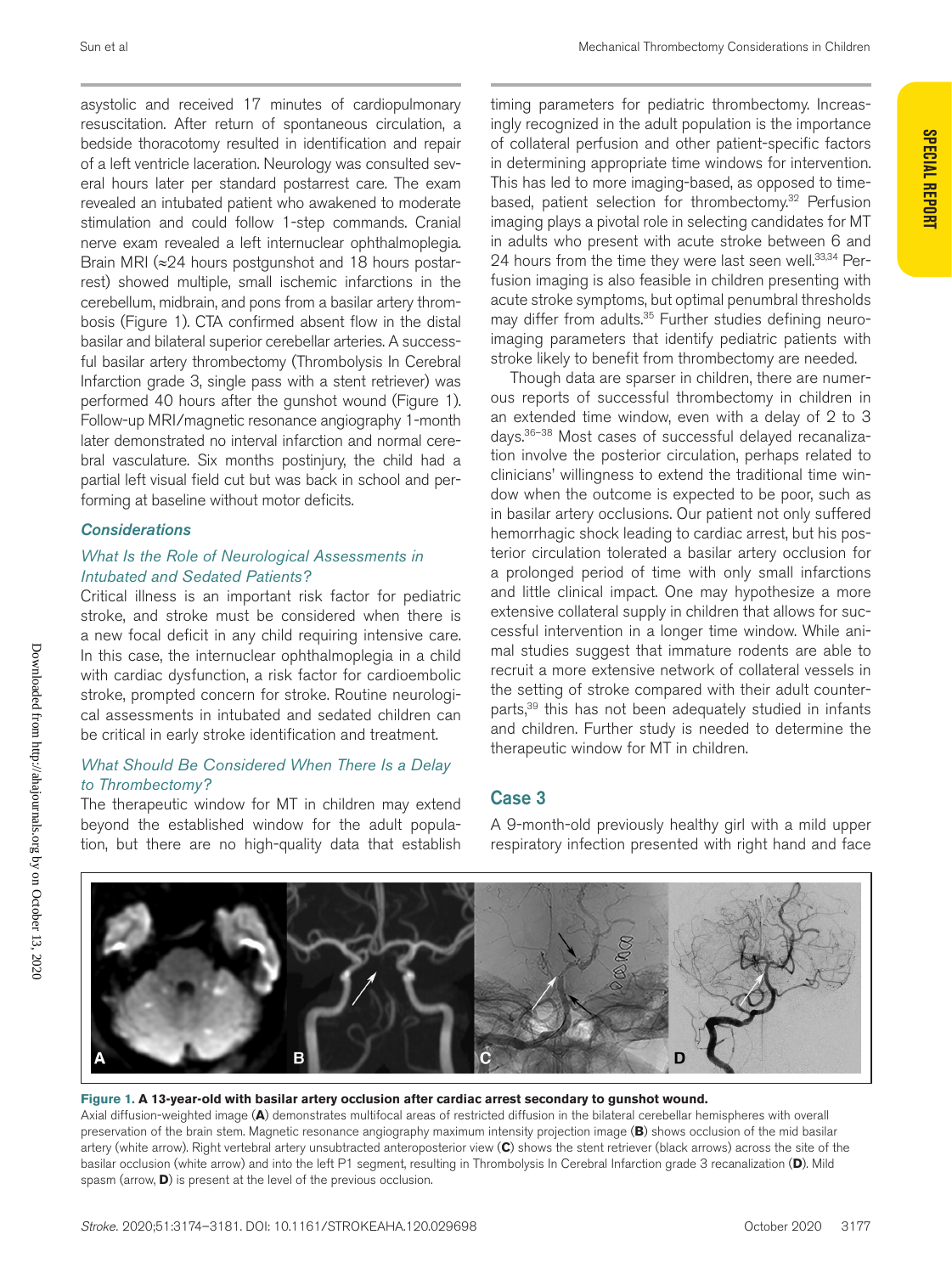asystolic and received 17 minutes of cardiopulmonary resuscitation. After return of spontaneous circulation, a bedside thoracotomy resulted in identification and repair of a left ventricle laceration. Neurology was consulted several hours later per standard postarrest care. The exam revealed an intubated patient who awakened to moderate stimulation and could follow 1-step commands. Cranial nerve exam revealed a left internuclear ophthalmoplegia. Brain MRI (≈24 hours postgunshot and 18 hours postarrest) showed multiple, small ischemic infarctions in the cerebellum, midbrain, and pons from a basilar artery thrombosis (Figure 1). CTA confirmed absent flow in the distal basilar and bilateral superior cerebellar arteries. A successful basilar artery thrombectomy (Thrombolysis In Cerebral Infarction grade 3, single pass with a stent retriever) was performed 40 hours after the gunshot wound (Figure 1). Follow-up MRI/magnetic resonance angiography 1-month later demonstrated no interval infarction and normal cerebral vasculature. Six months postinjury, the child had a partial left visual field cut but was back in school and performing at baseline without motor deficits.

### *Considerations*

#### *What Is the Role of Neurological Assessments in Intubated and Sedated Patients?*

Critical illness is an important risk factor for pediatric stroke, and stroke must be considered when there is a new focal deficit in any child requiring intensive care. In this case, the internuclear ophthalmoplegia in a child with cardiac dysfunction, a risk factor for cardioembolic stroke, prompted concern for stroke. Routine neurological assessments in intubated and sedated children can be critical in early stroke identification and treatment.

#### *What Should Be Considered When There Is a Delay to Thrombectomy?*

The therapeutic window for MT in children may extend beyond the established window for the adult population, but there are no high-quality data that establish timing parameters for pediatric thrombectomy. Increasingly recognized in the adult population is the importance of collateral perfusion and other patient-specific factors in determining appropriate time windows for intervention. This has led to more imaging-based, as opposed to time-based, patient selection for thrombectomy.[32] Perfusion imaging plays a pivotal role in selecting candidates for MT in adults who present with acute stroke between 6 and 24 hours from the time they were last seen well.[33,34] Perfusion imaging is also feasible in children presenting with acute stroke symptoms, but optimal penumbral thresholds may differ from adults.[35] Further studies defining neuroimaging parameters that identify pediatric patients with stroke likely to benefit from thrombectomy are needed.

Though data are sparser in children, there are numerous reports of successful thrombectomy in children in an extended time window, even with a delay of 2 to 3 days.[36–38] Most cases of successful delayed recanalization involve the posterior circulation, perhaps related to clinicians' willingness to extend the traditional time window when the outcome is expected to be poor, such as in basilar artery occlusions. Our patient not only suffered hemorrhagic shock leading to cardiac arrest, but his posterior circulation tolerated a basilar artery occlusion for a prolonged period of time with only small infarctions and little clinical impact. One may hypothesize a more extensive collateral supply in children that allows for successful intervention in a longer time window. While animal studies suggest that immature rodents are able to recruit a more extensive network of collateral vessels in the setting of stroke compared with their adult counterparts,[39] this has not been adequately studied in infants and children. Further study is needed to determine the therapeutic window for MT in children.

## Case 3

A 9-month-old previously healthy girl with a mild upper respiratory infection presented with right hand and face

**Figure 1. A 13-year-old with basilar artery occlusion after cardiac arrest secondary to gunshot wound.**
Axial diffusion-weighted image (**A**) demonstrates multifocal areas of restricted diffusion in the bilateral cerebellar hemispheres with overall preservation of the brain stem. Magnetic resonance angiography maximum intensity projection image (**B**) shows occlusion of the mid basilar artery (white arrow). Right vertebral artery unsubtracted anteroposterior view (**C**) shows the stent retriever (black arrows) across the site of the basilar occlusion (white arrow) and into the left P1 segment, resulting in Thrombolysis In Cerebral Infarction grade 3 recanalization (**D**). Mild spasm (arrow, **D**) is present at the level of the previous occlusion.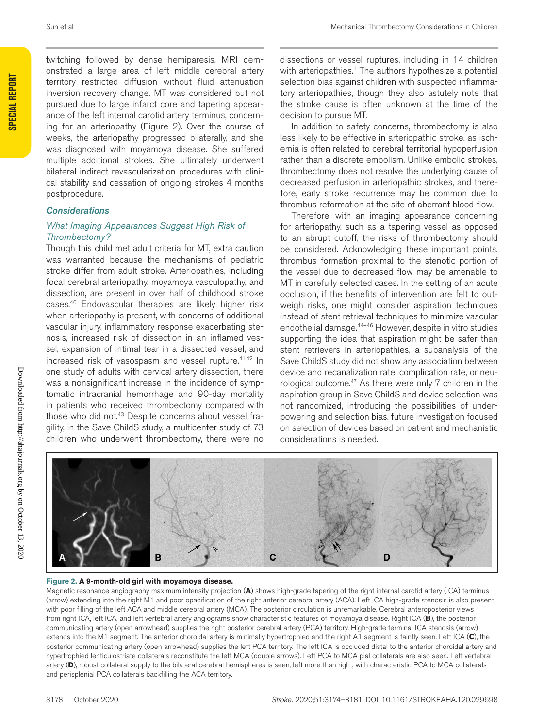twitching followed by dense hemiparesis. MRI demonstrated a large area of left middle cerebral artery territory restricted diffusion without fluid attenuation inversion recovery change. MT was considered but not pursued due to large infarct core and tapering appearance of the left internal carotid artery terminus, concerning for an arteriopathy (Figure 2). Over the course of weeks, the arteriopathy progressed bilaterally, and she was diagnosed with moyamoya disease. She suffered multiple additional strokes. She ultimately underwent bilateral indirect revascularization procedures with clinical stability and cessation of ongoing strokes 4 months postprocedure.

### Considerations

#### *What Imaging Appearances Suggest High Risk of Thrombectomy?*

Though this child met adult criteria for MT, extra caution was warranted because the mechanisms of pediatric stroke differ from adult stroke. Arteriopathies, including focal cerebral arteriopathy, moyamoya vasculopathy, and dissection, are present in over half of childhood stroke cases.[40] Endovascular therapies are likely higher risk when arteriopathy is present, with concerns of additional vascular injury, inflammatory response exacerbating stenosis, increased risk of dissection in an inflamed vessel, expansion of intimal tear in a dissected vessel, and increased risk of vasospasm and vessel rupture.[41,42] In one study of adults with cervical artery dissection, there was a nonsignificant increase in the incidence of symptomatic intracranial hemorrhage and 90-day mortality in patients who received thrombectomy compared with those who did not.[43] Despite concerns about vessel fragility, in the Save ChildS study, a multicenter study of 73 children who underwent thrombectomy, there were no dissections or vessel ruptures, including in 14 children with arteriopathies.[1] The authors hypothesize a potential selection bias against children with suspected inflammatory arteriopathies, though they also astutely note that the stroke cause is often unknown at the time of the decision to pursue MT.

In addition to safety concerns, thrombectomy is also less likely to be effective in arteriopathic stroke, as ischemia is often related to cerebral territorial hypoperfusion rather than a discrete embolism. Unlike embolic strokes, thrombectomy does not resolve the underlying cause of decreased perfusion in arteriopathic strokes, and therefore, early stroke recurrence may be common due to thrombus reformation at the site of aberrant blood flow.

Therefore, with an imaging appearance concerning for arteriopathy, such as a tapering vessel as opposed to an abrupt cutoff, the risks of thrombectomy should be considered. Acknowledging these important points, thrombus formation proximal to the stenotic portion of the vessel due to decreased flow may be amenable to MT in carefully selected cases. In the setting of an acute occlusion, if the benefits of intervention are felt to outweigh risks, one might consider aspiration techniques instead of stent retrieval techniques to minimize vascular endothelial damage.[44–46] However, despite in vitro studies supporting the idea that aspiration might be safer than stent retrievers in arteriopathies, a subanalysis of the Save ChildS study did not show any association between device and recanalization rate, complication rate, or neurological outcome.[47] As there were only 7 children in the aspiration group in Save ChildS and device selection was not randomized, introducing the possibilities of underpowering and selection bias, future investigation focused on selection of devices based on patient and mechanistic considerations is needed.

**Figure 2. A 9-month-old girl with moyamoya disease.**

Magnetic resonance angiography maximum intensity projection (**A**) shows high-grade tapering of the right internal carotid artery (ICA) terminus (arrow) extending into the right M1 and poor opacification of the right anterior cerebral artery (ACA). Left ICA high-grade stenosis is also present with poor filling of the left ACA and middle cerebral artery (MCA). The posterior circulation is unremarkable. Cerebral anteroposterior views from right ICA, left ICA, and left vertebral artery angiograms show characteristic features of moyamoya disease. Right ICA (**B**), the posterior communicating artery (open arrowhead) supplies the right posterior cerebral artery (PCA) territory. High-grade terminal ICA stenosis (arrow) extends into the M1 segment. The anterior choroidal artery is minimally hypertrophied and the right A1 segment is faintly seen. Left ICA (**C**), the posterior communicating artery (open arrowhead) supplies the left PCA territory. The left ICA is occluded distal to the anterior choroidal artery and hypertrophied lenticulostriate collaterals reconstitute the left MCA (double arrows). Left PCA to MCA pial collaterals are also seen. Left vertebral artery (**D**), robust collateral supply to the bilateral cerebral hemispheres is seen, left more than right, with characteristic PCA to MCA collaterals and perisplenial PCA collaterals backfilling the ACA territory.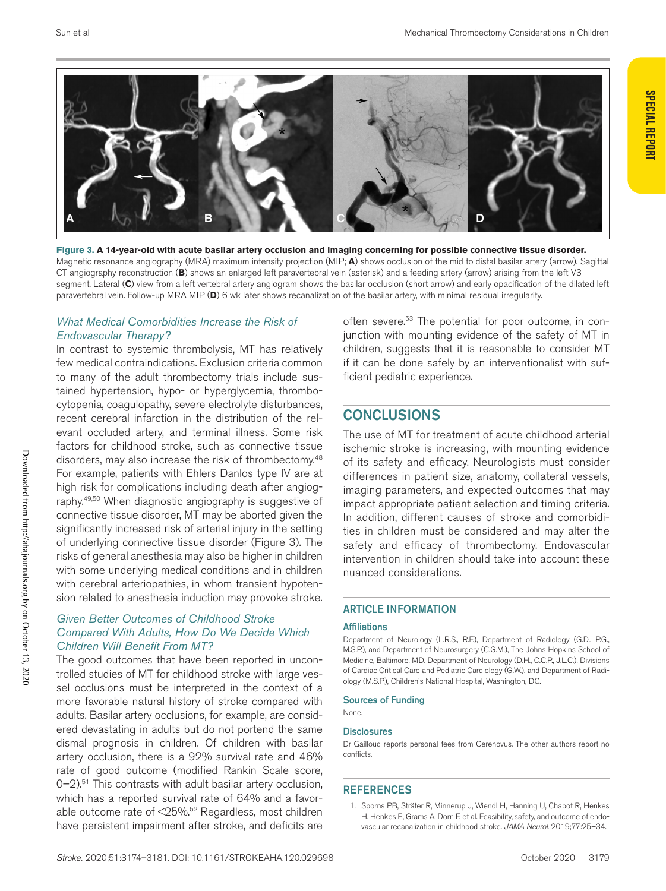**Figure 3. A 14-year-old with acute basilar artery occlusion and imaging concerning for possible connective tissue disorder.**
Magnetic resonance angiography (MRA) maximum intensity projection (MIP; **A**) shows occlusion of the mid to distal basilar artery (arrow). Sagittal CT angiography reconstruction (**B**) shows an enlarged left paravertebral vein (asterisk) and a feeding artery (arrow) arising from the left V3 segment. Lateral (**C**) view from a left vertebral artery angiogram shows the basilar occlusion (short arrow) and early opacification of the dilated left paravertebral vein. Follow-up MRA MIP (**D**) 6 wk later shows recanalization of the basilar artery, with minimal residual irregularity.

### *What Medical Comorbidities Increase the Risk of Endovascular Therapy?*

In contrast to systemic thrombolysis, MT has relatively few medical contraindications. Exclusion criteria common to many of the adult thrombectomy trials include sustained hypertension, hypo- or hyperglycemia, thrombocytopenia, coagulopathy, severe electrolyte disturbances, recent cerebral infarction in the distribution of the relevant occluded artery, and terminal illness. Some risk factors for childhood stroke, such as connective tissue disorders, may also increase the risk of thrombectomy.[48] For example, patients with Ehlers Danlos type IV are at high risk for complications including death after angiography.[49,50] When diagnostic angiography is suggestive of connective tissue disorder, MT may be aborted given the significantly increased risk of arterial injury in the setting of underlying connective tissue disorder (Figure 3). The risks of general anesthesia may also be higher in children with some underlying medical conditions and in children with cerebral arteriopathies, in whom transient hypotension related to anesthesia induction may provoke stroke.

### *Given Better Outcomes of Childhood Stroke Compared With Adults, How Do We Decide Which Children Will Benefit From MT?*

The good outcomes that have been reported in uncontrolled studies of MT for childhood stroke with large vessel occlusions must be interpreted in the context of a more favorable natural history of stroke compared with adults. Basilar artery occlusions, for example, are considered devastating in adults but do not portend the same dismal prognosis in children. Of children with basilar artery occlusion, there is a 92% survival rate and 46% rate of good outcome (modified Rankin Scale score, 0–2).[51] This contrasts with adult basilar artery occlusion, which has a reported survival rate of 64% and a favorable outcome rate of <25%.[52] Regardless, most children have persistent impairment after stroke, and deficits are often severe.[53] The potential for poor outcome, in conjunction with mounting evidence of the safety of MT in children, suggests that it is reasonable to consider MT if it can be done safely by an interventionalist with sufficient pediatric experience.

## CONCLUSIONS

The use of MT for treatment of acute childhood arterial ischemic stroke is increasing, with mounting evidence of its safety and efficacy. Neurologists must consider differences in patient size, anatomy, collateral vessels, imaging parameters, and expected outcomes that may impact appropriate patient selection and timing criteria. In addition, different causes of stroke and comorbidities in children must be considered and may alter the safety and efficacy of thrombectomy. Endovascular intervention in children should take into account these nuanced considerations.

## ARTICLE INFORMATION

### Affiliations

Department of Neurology (L.R.S., R.F.), Department of Radiology (G.D., P.G., M.S.P.), and Department of Neurosurgery (C.G.M.), The Johns Hopkins School of Medicine, Baltimore, MD. Department of Neurology (D.H., C.C.P., J.L.C.), Divisions of Cardiac Critical Care and Pediatric Cardiology (G.W.), and Department of Radiology (M.S.P.), Children's National Hospital, Washington, DC.

### Sources of Funding

None.

### Disclosures

Dr Gailloud reports personal fees from Cerenovus. The other authors report no conflicts.

## REFERENCES

1. Sporns PB, Sträter R, Minnerup J, Wiendl H, Hanning U, Chapot R, Henkes H, Henkes E, Grams A, Dorn F, et al. Feasibility, safety, and outcome of endovascular recanalization in childhood stroke. *JAMA Neurol*. 2019;77:25–34.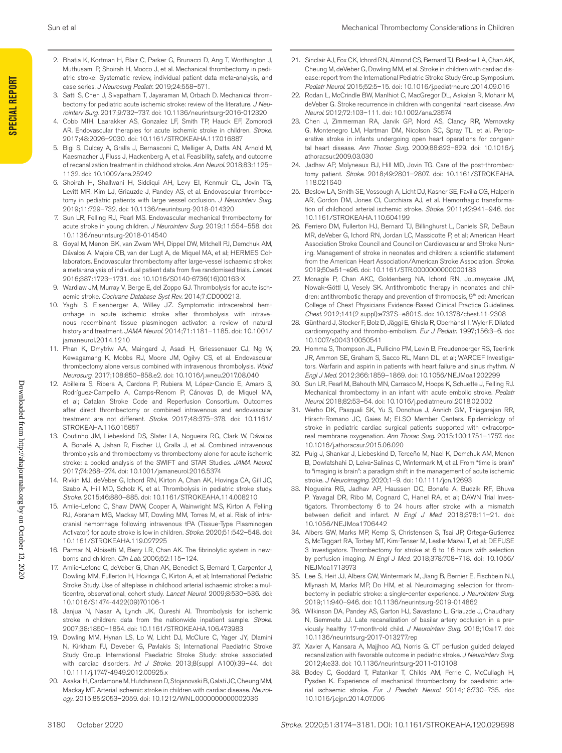2. Bhatia K, Kortman H, Blair C, Parker G, Brunacci D, Ang T, Worthington J, Muthusami P, Shoirah H, Mocco J, et al. Mechanical thrombectomy in pediatric stroke: Systematic review, individual patient data meta-analysis, and case series. *J Neurosurg Pediatr.* 2019;24:558–571.
3. Satti S, Chen J, Sivapatham T, Jayaraman M, Orbach D. Mechanical thrombectomy for pediatric acute ischemic stroke: review of the literature. *J Neurointerv Surg.* 2017;9:732–737. doi: 10.1136/neurintsurg-2016-012320
4. Cobb MIH, Laarakker AS, Gonzalez LF, Smith TP, Hauck EF, Zomorodi AR. Endovascular therapies for acute ischemic stroke in children. *Stroke.* 2017;48:2026–2030. doi: 10.1161/STROKEAHA.117.016887
5. Bigi S, Dulcey A, Gralla J, Bernasconi C, Melliger A, Datta AN, Arnold M, Kaesmacher J, Fluss J, Hackenberg A, et al. Feasibility, safety, and outcome of recanalization treatment in childhood stroke. *Ann Neurol.* 2018;83:1125–1132. doi: 10.1002/ana.25242
6. Shoirah H, Shallwani H, Siddiqui AH, Levy EI, Kenmuir CL, Jovin TG, Levitt MR, Kim LJ, Griauzde J, Pandey AS, et al. Endovascular thrombectomy in pediatric patients with large vessel occlusion. *J Neurointerv Surg.* 2019;11:729–732. doi: 10.1136/neurintsurg-2018-014320
7. Sun LR, Felling RJ, Pearl MS. Endovascular mechanical thrombectomy for acute stroke in young children. *J Neurointerv Surg.* 2019;11:554–558. doi: 10.1136/neurintsurg-2018-014540
8. Goyal M, Menon BK, van Zwam WH, Dippel DW, Mitchell PJ, Demchuk AM, Dávalos A, Majoie CB, van der Lugt A, de Miquel MA, et al; HERMES Collaborators. Endovascular thrombectomy after large-vessel ischaemic stroke: a meta-analysis of individual patient data from five randomised trials. *Lancet.* 2016;387:1723–1731. doi: 10.1016/S0140-6736(16)00163-X
9. Wardlaw JM, Murray V, Berge E, del Zoppo GJ. Thrombolysis for acute ischaemic stroke. *Cochrane Database Syst Rev.* 2014;7:CD000213.
10. Yaghi S, Eisenberger A, Willey JZ. Symptomatic intracerebral hemorrhage in acute ischemic stroke after thrombolysis with intravenous recombinant tissue plasminogen activator: a review of natural history and treatment. *JAMA Neurol.* 2014;71:1181–1185. doi: 10.1001/jamaneurol.2014.1210
11. Phan K, Dmytriw AA, Maingard J, Asadi H, Griessenauer CJ, Ng W, Kewagamang K, Mobbs RJ, Moore JM, Ogilvy CS, et al. Endovascular thrombectomy alone versus combined with intravenous thrombolysis. *World Neurosurg.* 2017;108:850–858.e2. doi: 10.1016/j.wneu.2017.08.040
12. Abilleira S, Ribera A, Cardona P, Rubiera M, López-Cancio E, Amaro S, Rodríguez-Campello A, Camps-Renom P, Cánovas D, de Miquel MA, et al; Catalan Stroke Code and Reperfusion Consortium. Outcomes after direct thrombectomy or combined intravenous and endovascular treatment are not different. *Stroke.* 2017;48:375–378. doi: 10.1161/STROKEAHA.116.015857
13. Coutinho JM, Liebeskind DS, Slater LA, Nogueira RG, Clark W, Dávalos A, Bonafé A, Jahan R, Fischer U, Gralla J, et al. Combined intravenous thrombolysis and thrombectomy vs thrombectomy alone for acute ischemic stroke: a pooled analysis of the SWIFT and STAR Studies. *JAMA Neurol.* 2017;74:268–274. doi: 10.1001/jamaneurol.2016.5374
14. Rivkin MJ, deVeber G, Ichord RN, Kirton A, Chan AK, Hovinga CA, Gill JC, Szabo A, Hill MD, Scholz K, et al. Thrombolysis in pediatric stroke study. *Stroke.* 2015;46:880–885. doi: 10.1161/STROKEAHA.114.008210
15. Amlie-Lefond C, Shaw DWW, Cooper A, Wainwright MS, Kirton A, Felling RJ, Abraham MG, Mackay MT, Dowling MM, Torres M, et al. Risk of intracranial hemorrhage following intravenous tPA (Tissue-Type Plasminogen Activator) for acute stroke is low in children. *Stroke.* 2020;51:542–548. doi: 10.1161/STROKEAHA.119.027225
16. Parmar N, Albisetti M, Berry LR, Chan AK. The fibrinolytic system in newborns and children. *Clin Lab.* 2006;52:115–124.
17. Amlie-Lefond C, deVeber G, Chan AK, Benedict S, Bernard T, Carpenter J, Dowling MM, Fullerton H, Hovinga C, Kirton A, et al; International Pediatric Stroke Study. Use of alteplase in childhood arterial ischaemic stroke: a multicentre, observational, cohort study. *Lancet Neurol.* 2009;8:530–536. doi: 10.1016/S1474-4422(09)70106-1
18. Janjua N, Nasar A, Lynch JK, Qureshi AI. Thrombolysis for ischemic stroke in children: data from the nationwide inpatient sample. *Stroke.* 2007;38:1850–1854. doi: 10.1161/STROKEAHA.106.473983
19. Dowling MM, Hynan LS, Lo W, Licht DJ, McClure C, Yager JY, Dlamini N, Kirkham FJ, Deveber G, Pavlakis S; International Paediatric Stroke Study Group. International Paediatric Stroke Study: stroke associated with cardiac disorders. *Int J Stroke.* 2013;8(suppl A100):39–44. doi: 10.1111/j.1747-4949.2012.00925.x
20. Asakai H, Cardamone M, Hutchinson D, Stojanovski B, Galati JC, Cheung MM, Mackay MT. Arterial ischemic stroke in children with cardiac disease. *Neurology.* 2015;85:2053–2059. doi: 10.1212/WNL.0000000000002036
21. Sinclair AJ, Fox CK, Ichord RN, Almond CS, Bernard TJ, Beslow LA, Chan AK, Cheung M, deVeber G, Dowling MM, et al. Stroke in children with cardiac disease: report from the International Pediatric Stroke Study Group Symposium. *Pediatr Neurol.* 2015;52:5–15. doi: 10.1016/j.pediatrneurol.2014.09.016
22. Rodan L, McCrindle BW, Manlhiot C, MacGregor DL, Askalan R, Moharir M, deVeber G. Stroke recurrence in children with congenital heart disease. *Ann Neurol.* 2012;72:103–111. doi: 10.1002/ana.23574
23. Chen J, Zimmerman RA, Jarvik GP, Nord AS, Clancy RR, Wernovsky G, Montenegro LM, Hartman DM, Nicolson SC, Spray TL, et al. Perioperative stroke in infants undergoing open heart operations for congenital heart disease. *Ann Thorac Surg.* 2009;88:823–829. doi: 10.1016/j.athoracsur.2009.03.030
24. Jadhav AP, Molyneaux BJ, Hill MD, Jovin TG. Care of the post-thrombectomy patient. *Stroke.* 2018;49:2801–2807. doi: 10.1161/STROKEAHA.118.021640
25. Beslow LA, Smith SE, Vossough A, Licht DJ, Kasner SE, Favilla CG, Halperin AR, Gordon DM, Jones CI, Cucchiara AJ, et al. Hemorrhagic transformation of childhood arterial ischemic stroke. *Stroke.* 2011;42:941–946. doi: 10.1161/STROKEAHA.110.604199
26. Ferriero DM, Fullerton HJ, Bernard TJ, Billinghurst L, Daniels SR, DeBaun MR, deVeber G, Ichord RN, Jordan LC, Massicotte P, et al; American Heart Association Stroke Council and Council on Cardiovascular and Stroke Nursing. Management of stroke in neonates and children: a scientific statement from the American Heart Association/American Stroke Association. *Stroke.* 2019;50:e51–e96. doi: 10.1161/STR.0000000000000183
27. Monagle P, Chan AKC, Goldenberg NA, Ichord RN, Journeycake JM, Nowak-Göttl U, Vesely SK. Antithrombotic therapy in neonates and children: antithrombotic therapy and prevention of thrombosis, 9th ed: American College of Chest Physicians Evidence-Based Clinical Practice Guidelines. *Chest.* 2012;141(2 suppl):e737S–e801S. doi: 10.1378/chest.11-2308
28. Günthard J, Stocker F, Bolz D, Jäggi E, Ghisla R, Oberhänsli I, Wyler F. Dilated cardiomyopathy and thrombo-embolism. *Eur J Pediatr.* 1997;156:3–6. doi: 10.1007/s004310050541
29. Homma S, Thompson JL, Pullicino PM, Levin B, Freudenberger RS, Teerlink JR, Ammon SE, Graham S, Sacco RL, Mann DL, et al; WARCEF Investigators. Warfarin and aspirin in patients with heart failure and sinus rhythm. *N Engl J Med.* 2012;366:1859–1869. doi: 10.1056/NEJMoa1202299
30. Sun LR, Pearl MS, Bahouth MN, Carrasco M, Hoops K, Schuette J, Felling RJ. Mechanical thrombectomy in an infant with acute embolic stroke. *Pediatr Neurol.* 2018;82:53–54. doi: 10.1016/j.pediatrneurol.2018.02.002
31. Werho DK, Pasquali SK, Yu S, Donohue J, Annich GM, Thiagarajan RR, Hirsch-Romano JC, Gaies M; ELSO Member Centers. Epidemiology of stroke in pediatric cardiac surgical patients supported with extracorporeal membrane oxygenation. *Ann Thorac Surg.* 2015;100:1751–1757. doi: 10.1016/j.athoracsur.2015.06.020
32. Puig J, Shankar J, Liebeskind D, Terceño M, Nael K, Demchuk AM, Menon B, Dowlatshahi D, Leiva-Salinas C, Wintermark M, et al. From "time is brain" to "imaging is brain": a paradigm shift in the management of acute ischemic stroke. *J Neuroimaging.* 2020;1–9. doi: 10.1111/jon.12693
33. Nogueira RG, Jadhav AP, Haussen DC, Bonafe A, Budzik RF, Bhuva P, Yavagal DR, Ribo M, Cognard C, Hanel RA, et al; DAWN Trial Investigators. Thrombectomy 6 to 24 hours after stroke with a mismatch between deficit and infarct. *N Engl J Med.* 2018;378:11–21. doi: 10.1056/NEJMoa1706442
34. Albers GW, Marks MP, Kemp S, Christensen S, Tsai JP, Ortega-Gutierrez S, McTaggart RA, Torbey MT, Kim-Tenser M, Leslie-Mazwi T, et al; DEFUSE 3 Investigators. Thrombectomy for stroke at 6 to 16 hours with selection by perfusion imaging. *N Engl J Med.* 2018;378:708–718. doi: 10.1056/NEJMoa1713973
35. Lee S, Heit JJ, Albers GW, Wintermark M, Jiang B, Fischbein NJ, Mlynash M, Marks MP, Do HM, et al. Neuroimaging selection for thrombectomy in pediatric stroke: a single-center experience. *J Neurointerv Surg.* 2019;11:940–946. doi: 10.1136/neurintsurg-2019-014862
36. Wilkinson DA, Pandey AS, Garton HJ, Savastano L, Griauzde J, Chaudhary N, Gemmete JJ. Late recanalization of basilar artery occlusion in a previously healthy 17-month-old child. *J Neurointerv Surg.* 2018;10:e17. doi: 10.1136/neurintsurg-2017-013277.rep
37. Xavier A, Kansara A, Majjhoo AQ, Norris G. CT perfusion guided delayed recanalization with favorable outcome in pediatric stroke. *J Neurointerv Surg.* 2012;4:e33. doi: 10.1136/neurintsurg-2011-010108
38. Bodey C, Goddard T, Patankar T, Childs AM, Ferrie C, McCullagh H, Pysden K. Experience of mechanical thrombectomy for paediatric arterial ischaemic stroke. *Eur J Paediatr Neurol.* 2014;18:730–735. doi: 10.1016/j.ejpn.2014.07.006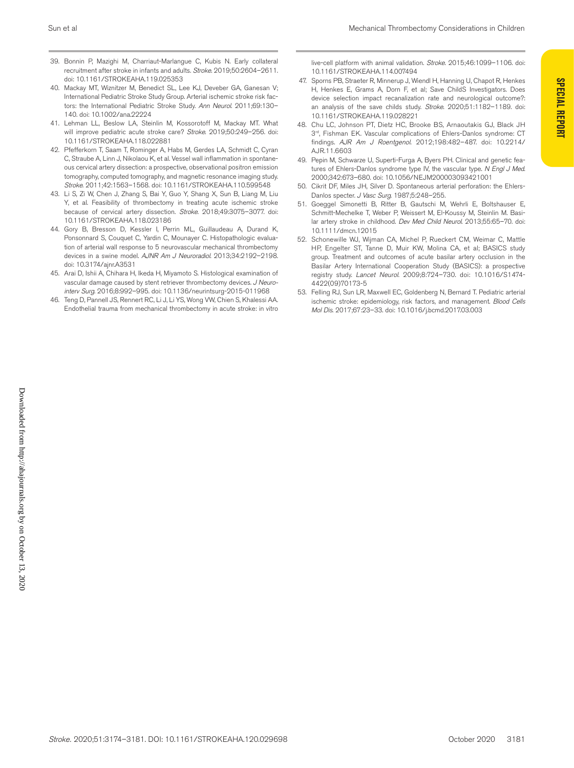39. Bonnin P, Mazighi M, Charriaut-Marlangue C, Kubis N. Early collateral recruitment after stroke in infants and adults. *Stroke*. 2019;50:2604–2611. doi: 10.1161/STROKEAHA.119.025353
40. Mackay MT, Wiznitzer M, Benedict SL, Lee KJ, Deveber GA, Ganesan V; International Pediatric Stroke Study Group. Arterial ischemic stroke risk factors: the International Pediatric Stroke Study. *Ann Neurol*. 2011;69:130–140. doi: 10.1002/ana.22224
41. Lehman LL, Beslow LA, Steinlin M, Kossorotoff M, Mackay MT. What will improve pediatric acute stroke care? *Stroke*. 2019;50:249–256. doi: 10.1161/STROKEAHA.118.022881
42. Pfefferkorn T, Saam T, Rominger A, Habs M, Gerdes LA, Schmidt C, Cyran C, Straube A, Linn J, Nikolaou K, et al. Vessel wall inflammation in spontaneous cervical artery dissection: a prospective, observational positron emission tomography, computed tomography, and magnetic resonance imaging study. *Stroke*. 2011;42:1563–1568. doi: 10.1161/STROKEAHA.110.599548
43. Li S, Zi W, Chen J, Zhang S, Bai Y, Guo Y, Shang X, Sun B, Liang M, Liu Y, et al. Feasibility of thrombectomy in treating acute ischemic stroke because of cervical artery dissection. *Stroke*. 2018;49:3075–3077. doi: 10.1161/STROKEAHA.118.023186
44. Gory B, Bresson D, Kessler I, Perrin ML, Guillaudeau A, Durand K, Ponsonnard S, Couquet C, Yardin C, Mounayer C. Histopathologic evaluation of arterial wall response to 5 neurovascular mechanical thrombectomy devices in a swine model. *AJNR Am J Neuroradiol*. 2013;34:2192–2198. doi: 10.3174/ajnr.A3531
45. Arai D, Ishii A, Chihara H, Ikeda H, Miyamoto S. Histological examination of vascular damage caused by stent retriever thrombectomy devices. *J Neurointerv Surg*. 2016;8:992–995. doi: 10.1136/neurintsurg-2015-011968
46. Teng D, Pannell JS, Rennert RC, Li J, Li YS, Wong VW, Chien S, Khalessi AA. Endothelial trauma from mechanical thrombectomy in acute stroke: in vitro live-cell platform with animal validation. *Stroke*. 2015;46:1099–1106. doi: 10.1161/STROKEAHA.114.007494
47. Sporns PB, Straeter R, Minnerup J, Wiendl H, Hanning U, Chapot R, Henkes H, Henkes E, Grams A, Dorn F, et al; Save ChildS Investigators. Does device selection impact recanalization rate and neurological outcome?: an analysis of the save childs study. *Stroke*. 2020;51:1182–1189. doi: 10.1161/STROKEAHA.119.028221
48. Chu LC, Johnson PT, Dietz HC, Brooke BS, Arnaoutakis GJ, Black JH 3rd, Fishman EK. Vascular complications of Ehlers-Danlos syndrome: CT findings. *AJR Am J Roentgenol*. 2012;198:482–487. doi: 10.2214/AJR.11.6603
49. Pepin M, Schwarze U, Superti-Furga A, Byers PH. Clinical and genetic features of Ehlers-Danlos syndrome type IV, the vascular type. *N Engl J Med*. 2000;342:673–680. doi: 10.1056/NEJM200003093421001
50. Cikrit DF, Miles JH, Silver D. Spontaneous arterial perforation: the Ehlers-Danlos specter. *J Vasc Surg*. 1987;5:248–255.
51. Goeggel Simonetti B, Ritter B, Gautschi M, Wehrli E, Boltshauser E, Schmitt-Mechelke T, Weber P, Weissert M, El-Koussy M, Steinlin M. Basilar artery stroke in childhood. *Dev Med Child Neurol*. 2013;55:65–70. doi: 10.1111/dmcn.12015
52. Schonewille WJ, Wijman CA, Michel P, Rueckert CM, Weimar C, Mattle HP, Engelter ST, Tanne D, Muir KW, Molina CA, et al; BASICS study group. Treatment and outcomes of acute basilar artery occlusion in the Basilar Artery International Cooperation Study (BASICS): a prospective registry study. *Lancet Neurol*. 2009;8:724–730. doi: 10.1016/S1474-4422(09)70173-5
53. Felling RJ, Sun LR, Maxwell EC, Goldenberg N, Bernard T. Pediatric arterial ischemic stroke: epidemiology, risk factors, and management. *Blood Cells Mol Dis*. 2017;67:23–33. doi: 10.1016/j.bcmd.2017.03.003